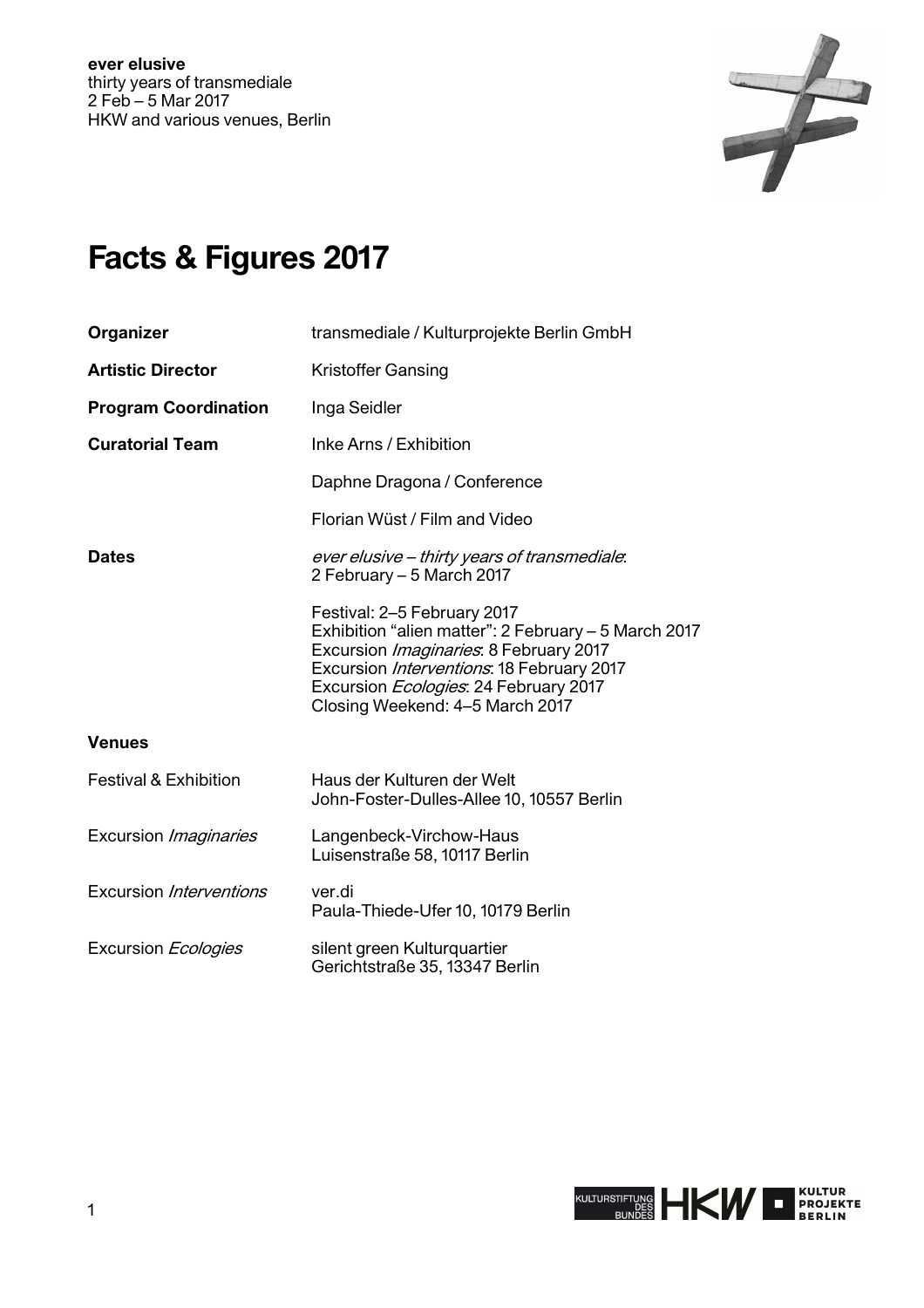**ever elusive**
thirty years of transmediale
2 Feb – 5 Mar 2017
HKW and various venues, Berlin

# Facts & Figures 2017

| | |
|---|---|
| **Organizer** | transmediale / Kulturprojekte Berlin GmbH |
| **Artistic Director** | Kristoffer Gansing |
| **Program Coordination** | Inga Seidler |
| **Curatorial Team** | Inke Arns / Exhibition |
| | Daphne Dragona / Conference |
| | Florian Wüst / Film and Video |
| **Dates** | *ever elusive – thirty years of transmediale*: 2 February – 5 March 2017 |
| | Festival: 2–5 February 2017<br>Exhibition “alien matter”: 2 February – 5 March 2017<br>Excursion *Imaginaries*: 8 February 2017<br>Excursion *Interventions*: 18 February 2017<br>Excursion *Ecologies*: 24 February 2017<br>Closing Weekend: 4–5 March 2017 |

**Venues**

| | |
|---|---|
| Festival & Exhibition | Haus der Kulturen der Welt<br>John-Foster-Dulles-Allee 10, 10557 Berlin |
| Excursion *Imaginaries* | Langenbeck-Virchow-Haus<br>Luisenstraße 58, 10117 Berlin |
| Excursion *Interventions* | ver.di<br>Paula-Thiede-Ufer 10, 10179 Berlin |
| Excursion *Ecologies* | silent green Kulturquartier<br>Gerichtstraße 35, 13347 Berlin |

KULTURSTIFTUNG DES BUNDES · HKW · KULTUR PROJEKTE BERLIN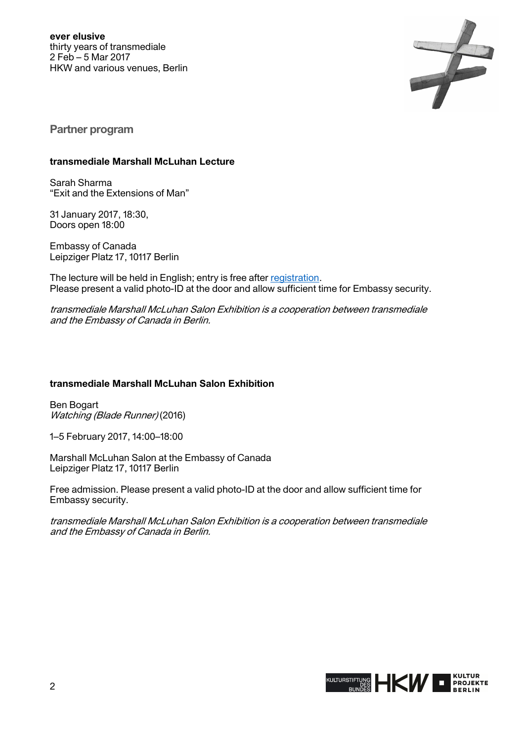## Partner program

### transmediale Marshall McLuhan Lecture

Sarah Sharma
"Exit and the Extensions of Man"

31 January 2017, 18:30,
Doors open 18:00

Embassy of Canada
Leipziger Platz 17, 10117 Berlin

The lecture will be held in English; entry is free after registration.
Please present a valid photo-ID at the door and allow sufficient time for Embassy security.

*transmediale Marshall McLuhan Salon Exhibition is a cooperation between transmediale and the Embassy of Canada in Berlin.*

### transmediale Marshall McLuhan Salon Exhibition

Ben Bogart
*Watching (Blade Runner)* (2016)

1–5 February 2017, 14:00–18:00

Marshall McLuhan Salon at the Embassy of Canada
Leipziger Platz 17, 10117 Berlin

Free admission. Please present a valid photo-ID at the door and allow sufficient time for Embassy security.

*transmediale Marshall McLuhan Salon Exhibition is a cooperation between transmediale and the Embassy of Canada in Berlin.*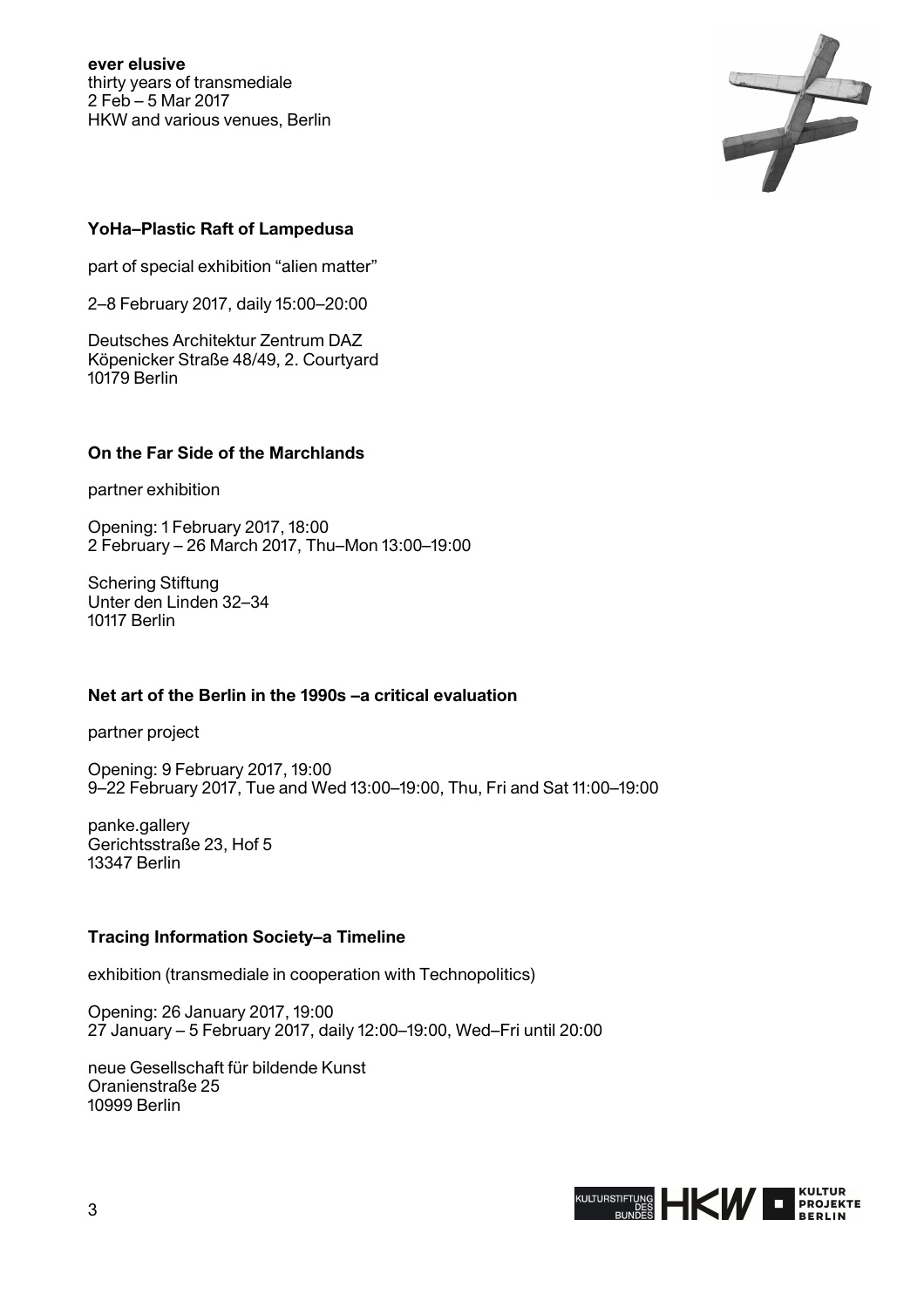## YoHa–Plastic Raft of Lampedusa

part of special exhibition “alien matter”

2–8 February 2017, daily 15:00–20:00

Deutsches Architektur Zentrum DAZ
Köpenicker Straße 48/49, 2. Courtyard
10179 Berlin

## On the Far Side of the Marchlands

partner exhibition

Opening: 1 February 2017, 18:00
2 February – 26 March 2017, Thu–Mon 13:00–19:00

Schering Stiftung
Unter den Linden 32–34
10117 Berlin

## Net art of the Berlin in the 1990s –a critical evaluation

partner project

Opening: 9 February 2017, 19:00
9–22 February 2017, Tue and Wed 13:00–19:00, Thu, Fri and Sat 11:00–19:00

panke.gallery
Gerichtsstraße 23, Hof 5
13347 Berlin

## Tracing Information Society–a Timeline

exhibition (transmediale in cooperation with Technopolitics)

Opening: 26 January 2017, 19:00
27 January – 5 February 2017, daily 12:00–19:00, Wed–Fri until 20:00

neue Gesellschaft für bildende Kunst
Oranienstraße 25
10999 Berlin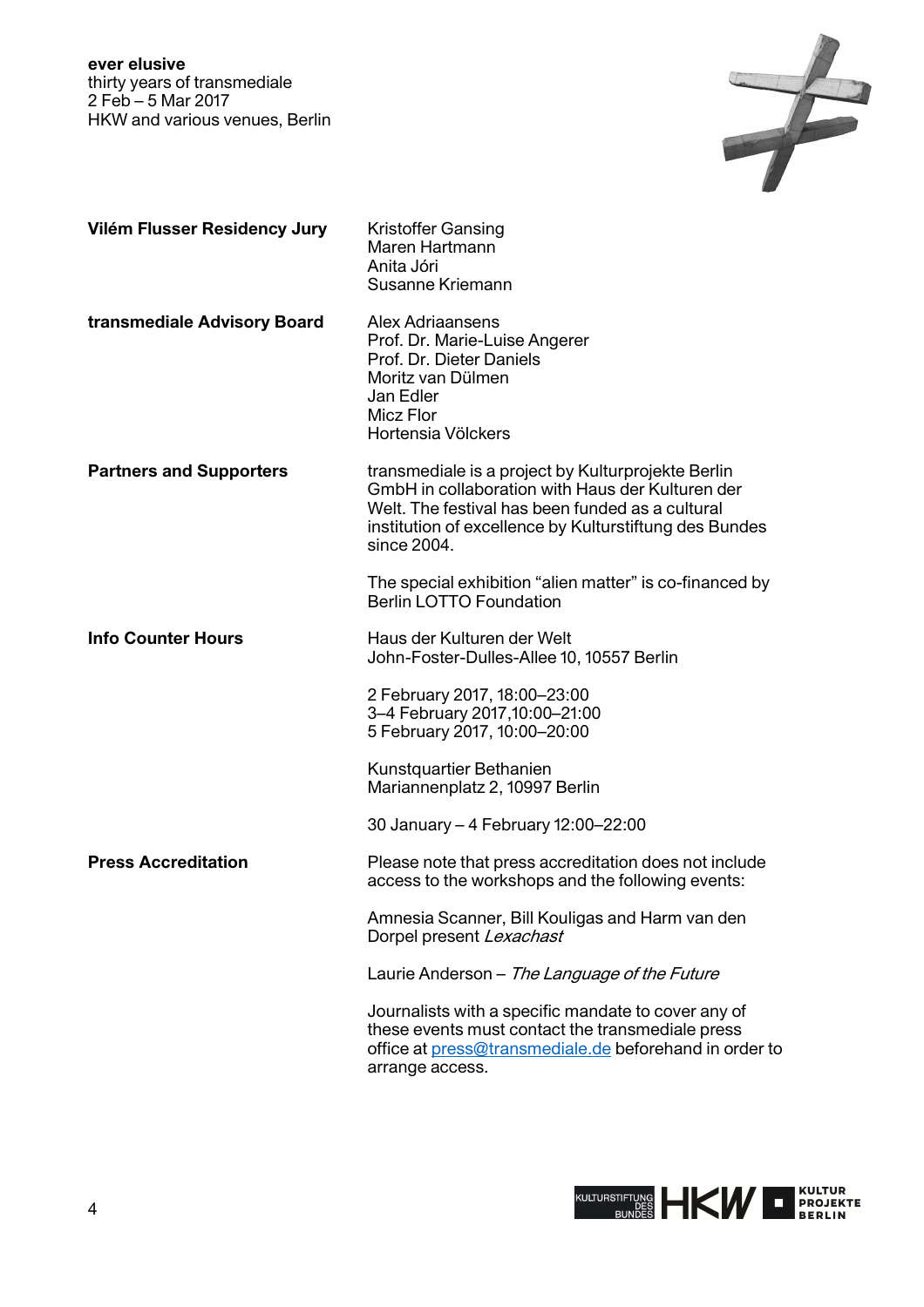**Vilém Flusser Residency Jury**

Kristoffer Gansing
Maren Hartmann
Anita Jóri
Susanne Kriemann

**transmediale Advisory Board**

Alex Adriaansens
Prof. Dr. Marie-Luise Angerer
Prof. Dr. Dieter Daniels
Moritz van Dülmen
Jan Edler
Micz Flor
Hortensia Völckers

**Partners and Supporters**

transmediale is a project by Kulturprojekte Berlin GmbH in collaboration with Haus der Kulturen der Welt. The festival has been funded as a cultural institution of excellence by Kulturstiftung des Bundes since 2004.

The special exhibition “alien matter” is co-financed by Berlin LOTTO Foundation

**Info Counter Hours**

Haus der Kulturen der Welt
John-Foster-Dulles-Allee 10, 10557 Berlin

2 February 2017, 18:00–23:00
3–4 February 2017,10:00–21:00
5 February 2017, 10:00–20:00

Kunstquartier Bethanien
Mariannenplatz 2, 10997 Berlin

30 January – 4 February 12:00–22:00

**Press Accreditation**

Please note that press accreditation does not include access to the workshops and the following events:

Amnesia Scanner, Bill Kouligas and Harm van den Dorpel present *Lexachast*

Laurie Anderson – *The Language of the Future*

Journalists with a specific mandate to cover any of these events must contact the transmediale press office at press@transmediale.de beforehand in order to arrange access.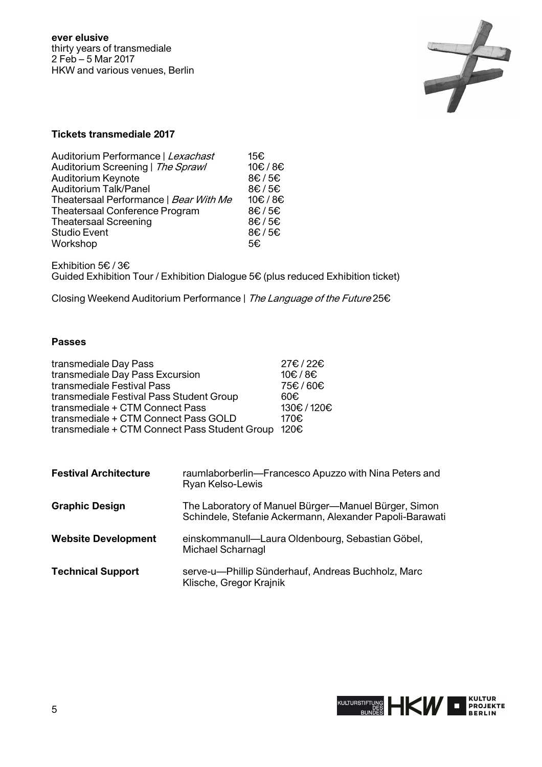## Tickets transmediale 2017

| | |
|---|---|
| Auditorium Performance \| *Lexachast* | 15€ |
| Auditorium Screening \| *The Sprawl* | 10€ / 8€ |
| Auditorium Keynote | 8€ / 5€ |
| Auditorium Talk/Panel | 8€ / 5€ |
| Theatersaal Performance \| *Bear With Me* | 10€ / 8€ |
| Theatersaal Conference Program | 8€ / 5€ |
| Theatersaal Screening | 8€ / 5€ |
| Studio Event | 8€ / 5€ |
| Workshop | 5€ |

Exhibition 5€ / 3€
Guided Exhibition Tour / Exhibition Dialogue 5€ (plus reduced Exhibition ticket)

Closing Weekend Auditorium Performance | *The Language of the Future* 25€

## Passes

| | |
|---|---|
| transmediale Day Pass | 27€ / 22€ |
| transmediale Day Pass Excursion | 10€ / 8€ |
| transmediale Festival Pass | 75€ / 60€ |
| transmediale Festival Pass Student Group | 60€ |
| transmediale + CTM Connect Pass | 130€ / 120€ |
| transmediale + CTM Connect Pass GOLD | 170€ |
| transmediale + CTM Connect Pass Student Group | 120€ |

| | |
|---|---|
| **Festival Architecture** | raumlaborberlin—Francesco Apuzzo with Nina Peters and Ryan Kelso-Lewis |
| **Graphic Design** | The Laboratory of Manuel Bürger—Manuel Bürger, Simon Schindele, Stefanie Ackermann, Alexander Papoli-Barawati |
| **Website Development** | einskommanull—Laura Oldenbourg, Sebastian Göbel, Michael Scharnagl |
| **Technical Support** | serve-u—Phillip Sünderhauf, Andreas Buchholz, Marc Klische, Gregor Krajnik |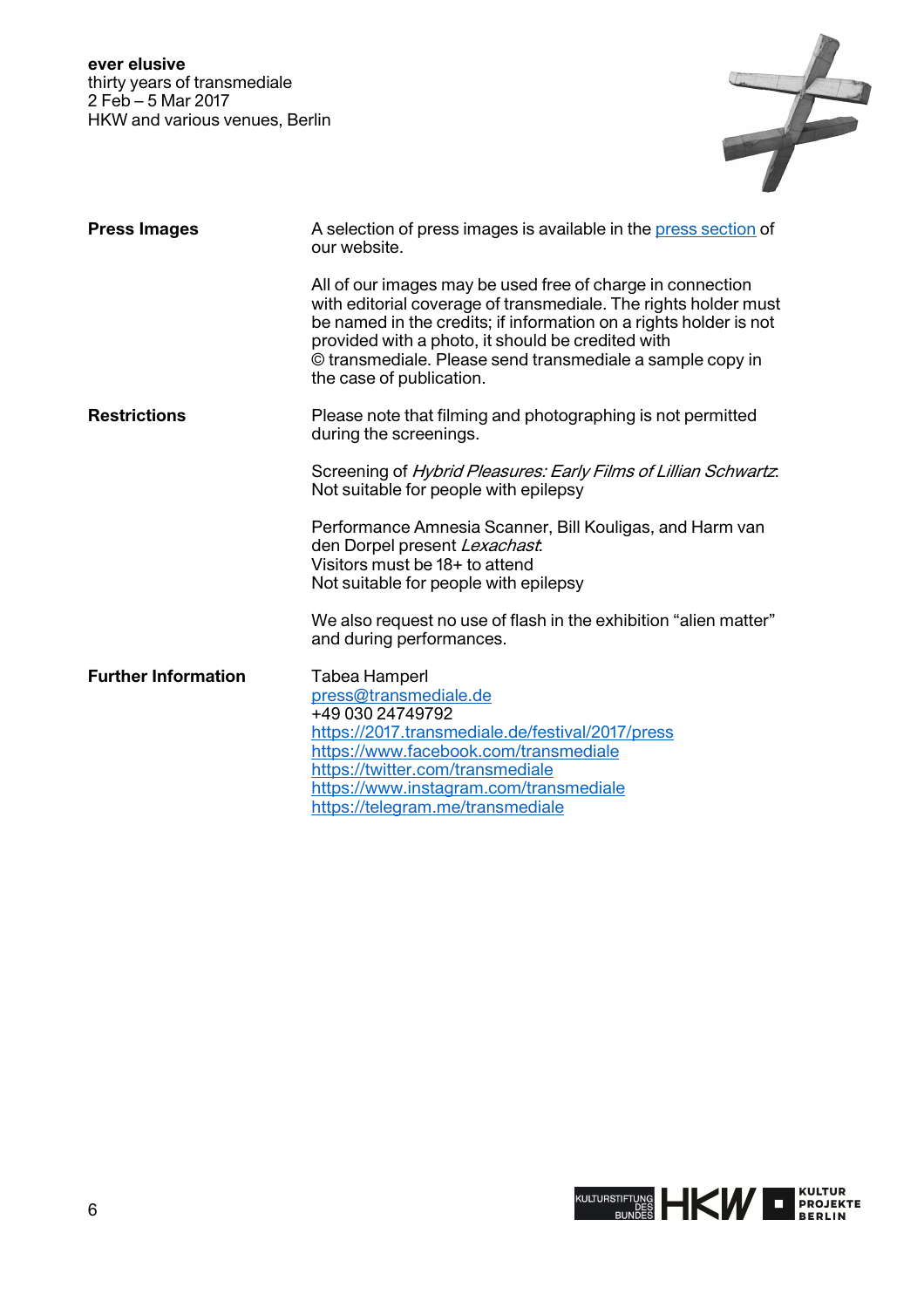## Press Images

A selection of press images is available in the press section of our website.

All of our images may be used free of charge in connection with editorial coverage of transmediale. The rights holder must be named in the credits; if information on a rights holder is not provided with a photo, it should be credited with © transmediale. Please send transmediale a sample copy in the case of publication.

## Restrictions

Please note that filming and photographing is not permitted during the screenings.

Screening of *Hybrid Pleasures: Early Films of Lillian Schwartz*:
Not suitable for people with epilepsy

Performance Amnesia Scanner, Bill Kouligas, and Harm van den Dorpel present *Lexachast*:
Visitors must be 18+ to attend
Not suitable for people with epilepsy

We also request no use of flash in the exhibition “alien matter” and during performances.

## Further Information

Tabea Hamperl
press@transmediale.de
+49 030 24749792
https://2017.transmediale.de/festival/2017/press
https://www.facebook.com/transmediale
https://twitter.com/transmediale
https://www.instagram.com/transmediale
https://telegram.me/transmediale